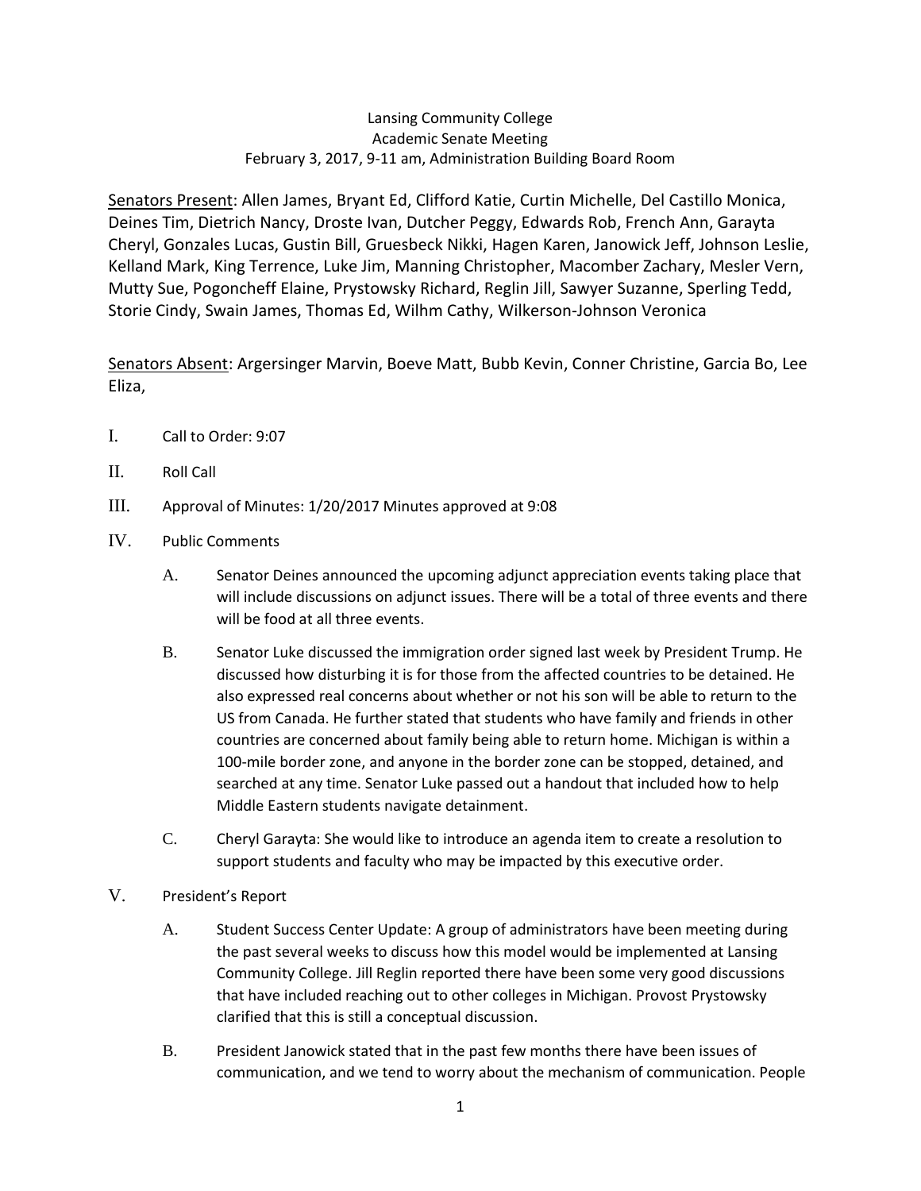Lansing Community College
Academic Senate Meeting
February 3, 2017, 9-11 am, Administration Building Board Room

<u>Senators Present</u>: Allen James, Bryant Ed, Clifford Katie, Curtin Michelle, Del Castillo Monica, Deines Tim, Dietrich Nancy, Droste Ivan, Dutcher Peggy, Edwards Rob, French Ann, Garayta Cheryl, Gonzales Lucas, Gustin Bill, Gruesbeck Nikki, Hagen Karen, Janowick Jeff, Johnson Leslie, Kelland Mark, King Terrence, Luke Jim, Manning Christopher, Macomber Zachary, Mesler Vern, Mutty Sue, Pogoncheff Elaine, Prystowsky Richard, Reglin Jill, Sawyer Suzanne, Sperling Tedd, Storie Cindy, Swain James, Thomas Ed, Wilhm Cathy, Wilkerson-Johnson Veronica

<u>Senators Absent</u>: Argersinger Marvin, Boeve Matt, Bubb Kevin, Conner Christine, Garcia Bo, Lee Eliza,

I. Call to Order: 9:07

II. Roll Call

III. Approval of Minutes: 1/20/2017 Minutes approved at 9:08

IV. Public Comments

   A. Senator Deines announced the upcoming adjunct appreciation events taking place that will include discussions on adjunct issues. There will be a total of three events and there will be food at all three events.

   B. Senator Luke discussed the immigration order signed last week by President Trump. He discussed how disturbing it is for those from the affected countries to be detained. He also expressed real concerns about whether or not his son will be able to return to the US from Canada. He further stated that students who have family and friends in other countries are concerned about family being able to return home. Michigan is within a 100-mile border zone, and anyone in the border zone can be stopped, detained, and searched at any time. Senator Luke passed out a handout that included how to help Middle Eastern students navigate detainment.

   C. Cheryl Garayta: She would like to introduce an agenda item to create a resolution to support students and faculty who may be impacted by this executive order.

V. President's Report

   A. Student Success Center Update: A group of administrators have been meeting during the past several weeks to discuss how this model would be implemented at Lansing Community College. Jill Reglin reported there have been some very good discussions that have included reaching out to other colleges in Michigan. Provost Prystowsky clarified that this is still a conceptual discussion.

   B. President Janowick stated that in the past few months there have been issues of communication, and we tend to worry about the mechanism of communication. People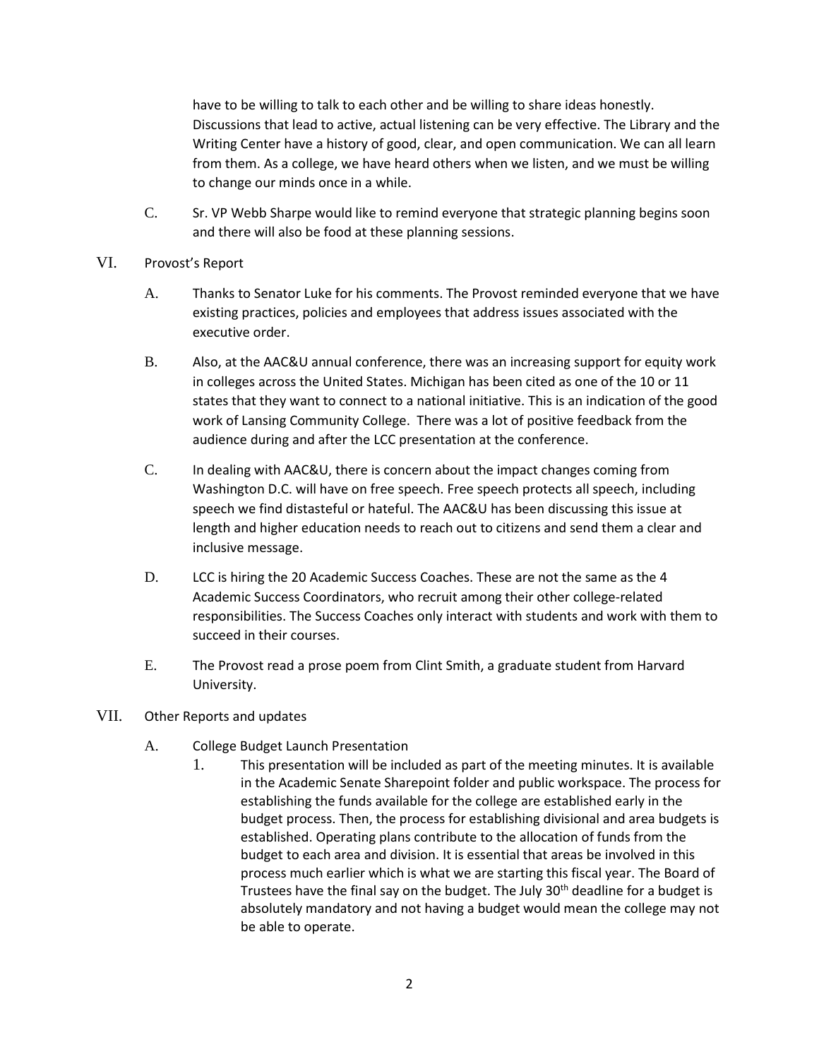have to be willing to talk to each other and be willing to share ideas honestly. Discussions that lead to active, actual listening can be very effective. The Library and the Writing Center have a history of good, clear, and open communication. We can all learn from them. As a college, we have heard others when we listen, and we must be willing to change our minds once in a while.

C. Sr. VP Webb Sharpe would like to remind everyone that strategic planning begins soon and there will also be food at these planning sessions.

VI. Provost's Report

A. Thanks to Senator Luke for his comments. The Provost reminded everyone that we have existing practices, policies and employees that address issues associated with the executive order.

B. Also, at the AAC&U annual conference, there was an increasing support for equity work in colleges across the United States. Michigan has been cited as one of the 10 or 11 states that they want to connect to a national initiative. This is an indication of the good work of Lansing Community College. There was a lot of positive feedback from the audience during and after the LCC presentation at the conference.

C. In dealing with AAC&U, there is concern about the impact changes coming from Washington D.C. will have on free speech. Free speech protects all speech, including speech we find distasteful or hateful. The AAC&U has been discussing this issue at length and higher education needs to reach out to citizens and send them a clear and inclusive message.

D. LCC is hiring the 20 Academic Success Coaches. These are not the same as the 4 Academic Success Coordinators, who recruit among their other college-related responsibilities. The Success Coaches only interact with students and work with them to succeed in their courses.

E. The Provost read a prose poem from Clint Smith, a graduate student from Harvard University.

VII. Other Reports and updates

A. College Budget Launch Presentation

1. This presentation will be included as part of the meeting minutes. It is available in the Academic Senate Sharepoint folder and public workspace. The process for establishing the funds available for the college are established early in the budget process. Then, the process for establishing divisional and area budgets is established. Operating plans contribute to the allocation of funds from the budget to each area and division. It is essential that areas be involved in this process much earlier which is what we are starting this fiscal year. The Board of Trustees have the final say on the budget. The July 30th deadline for a budget is absolutely mandatory and not having a budget would mean the college may not be able to operate.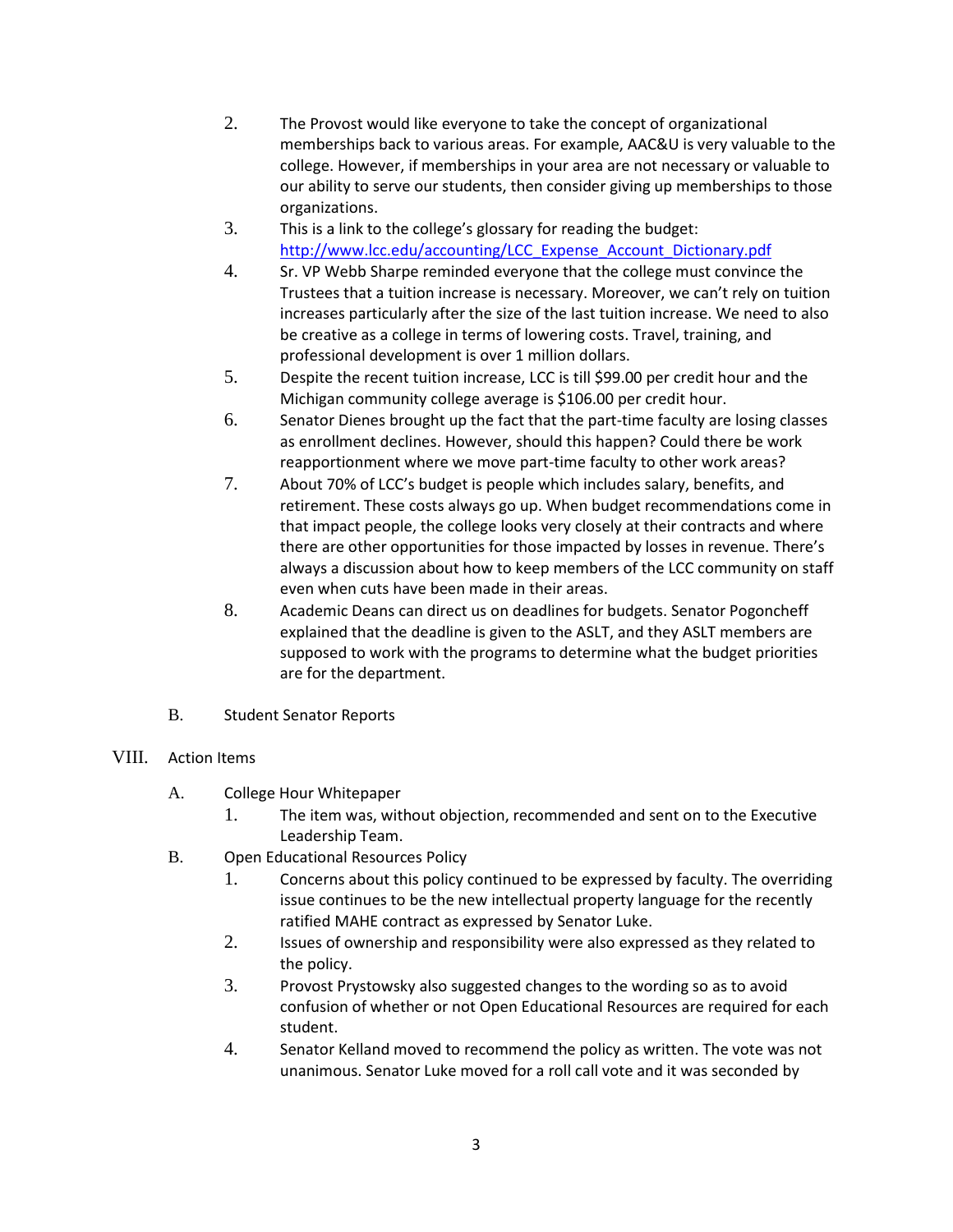2. The Provost would like everyone to take the concept of organizational memberships back to various areas. For example, AAC&U is very valuable to the college. However, if memberships in your area are not necessary or valuable to our ability to serve our students, then consider giving up memberships to those organizations.
3. This is a link to the college's glossary for reading the budget: [http://www.lcc.edu/accounting/LCC_Expense_Account_Dictionary.pdf](http://www.lcc.edu/accounting/LCC_Expense_Account_Dictionary.pdf)
4. Sr. VP Webb Sharpe reminded everyone that the college must convince the Trustees that a tuition increase is necessary. Moreover, we can't rely on tuition increases particularly after the size of the last tuition increase. We need to also be creative as a college in terms of lowering costs. Travel, training, and professional development is over 1 million dollars.
5. Despite the recent tuition increase, LCC is till $99.00 per credit hour and the Michigan community college average is $106.00 per credit hour.
6. Senator Dienes brought up the fact that the part-time faculty are losing classes as enrollment declines. However, should this happen? Could there be work reapportionment where we move part-time faculty to other work areas?
7. About 70% of LCC's budget is people which includes salary, benefits, and retirement. These costs always go up. When budget recommendations come in that impact people, the college looks very closely at their contracts and where there are other opportunities for those impacted by losses in revenue. There's always a discussion about how to keep members of the LCC community on staff even when cuts have been made in their areas.
8. Academic Deans can direct us on deadlines for budgets. Senator Pogoncheff explained that the deadline is given to the ASLT, and they ASLT members are supposed to work with the programs to determine what the budget priorities are for the department.

B. Student Senator Reports

VIII. Action Items

A. College Hour Whitepaper
1. The item was, without objection, recommended and sent on to the Executive Leadership Team.

B. Open Educational Resources Policy
1. Concerns about this policy continued to be expressed by faculty. The overriding issue continues to be the new intellectual property language for the recently ratified MAHE contract as expressed by Senator Luke.
2. Issues of ownership and responsibility were also expressed as they related to the policy.
3. Provost Prystowsky also suggested changes to the wording so as to avoid confusion of whether or not Open Educational Resources are required for each student.
4. Senator Kelland moved to recommend the policy as written. The vote was not unanimous. Senator Luke moved for a roll call vote and it was seconded by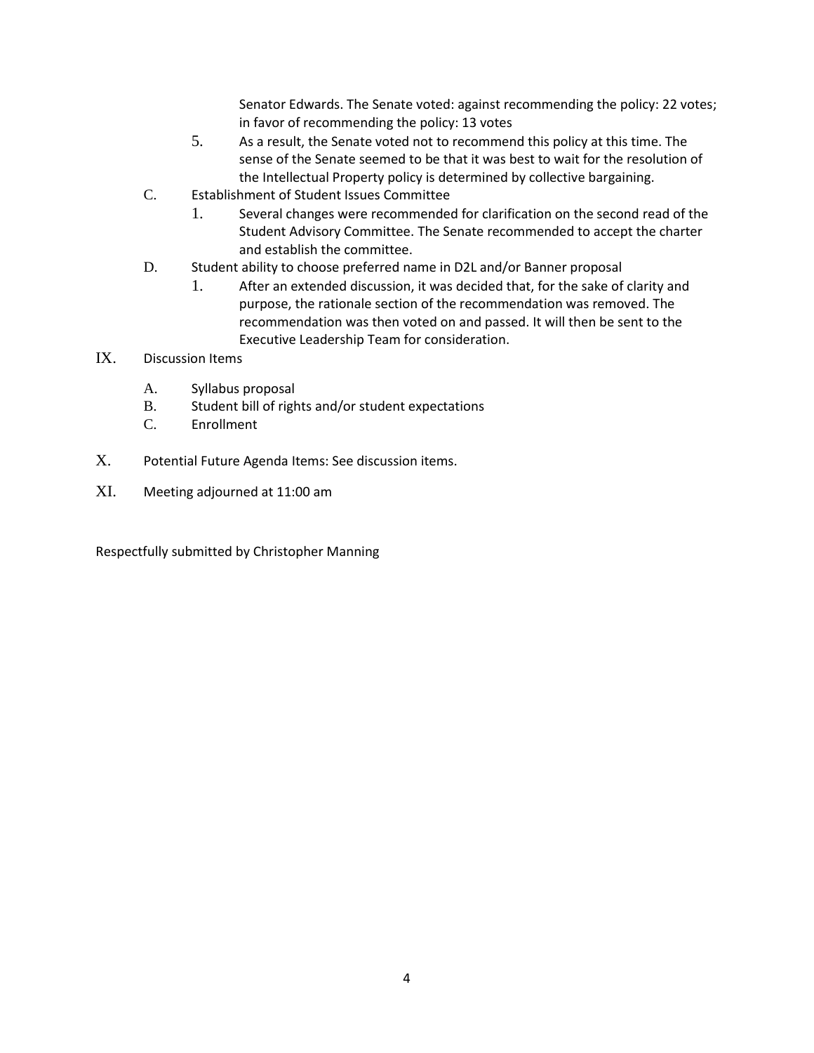Senator Edwards. The Senate voted: against recommending the policy: 22 votes; in favor of recommending the policy: 13 votes

5. As a result, the Senate voted not to recommend this policy at this time. The sense of the Senate seemed to be that it was best to wait for the resolution of the Intellectual Property policy is determined by collective bargaining.

C. Establishment of Student Issues Committee

1. Several changes were recommended for clarification on the second read of the Student Advisory Committee. The Senate recommended to accept the charter and establish the committee.

D. Student ability to choose preferred name in D2L and/or Banner proposal

1. After an extended discussion, it was decided that, for the sake of clarity and purpose, the rationale section of the recommendation was removed. The recommendation was then voted on and passed. It will then be sent to the Executive Leadership Team for consideration.

IX. Discussion Items

A. Syllabus proposal
B. Student bill of rights and/or student expectations
C. Enrollment

X. Potential Future Agenda Items: See discussion items.

XI. Meeting adjourned at 11:00 am

Respectfully submitted by Christopher Manning